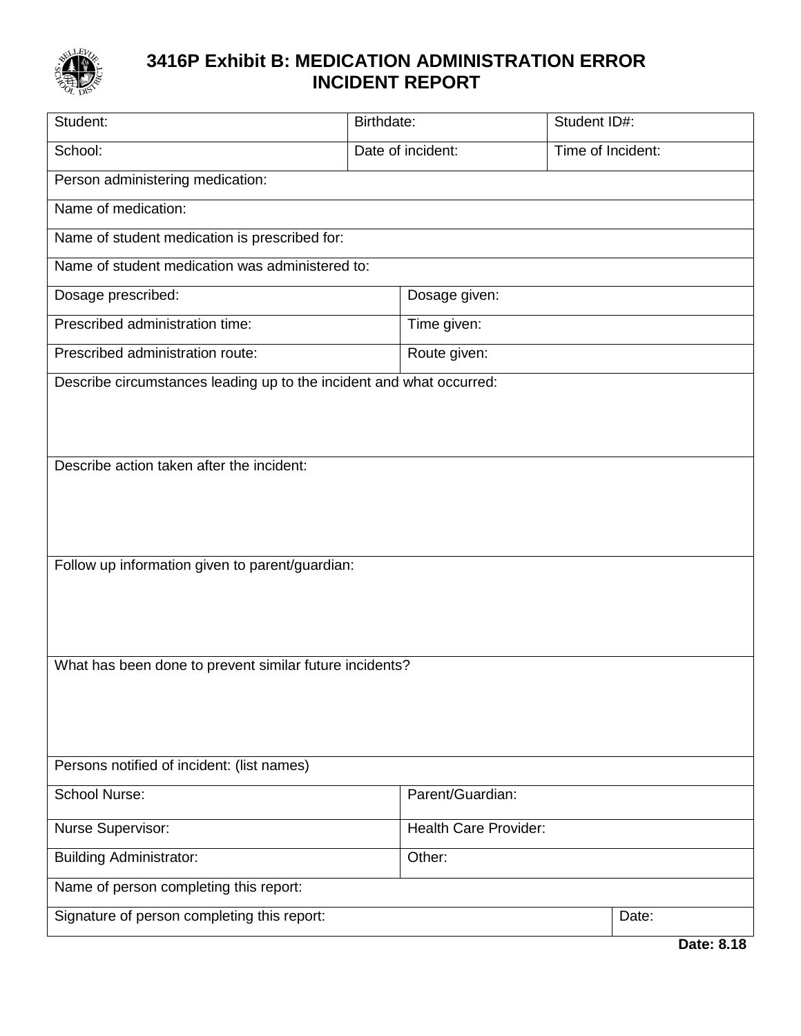# 3416P Exhibit B: MEDICATION ADMINISTRATION ERROR INCIDENT REPORT

| Student: | Birthdate: | Student ID#: |
|---|---|---|
| School: | Date of incident: | Time of Incident: |

Person administering medication:

Name of medication:

Name of student medication is prescribed for:

Name of student medication was administered to:

| Dosage prescribed: | Dosage given: |
|---|---|
| Prescribed administration time: | Time given: |
| Prescribed administration route: | Route given: |

Describe circumstances leading up to the incident and what occurred:

Describe action taken after the incident:

Follow up information given to parent/guardian:

What has been done to prevent similar future incidents?

Persons notified of incident: (list names)

| School Nurse: | Parent/Guardian: |
|---|---|
| Nurse Supervisor: | Health Care Provider: |
| Building Administrator: | Other: |

Name of person completing this report:

| Signature of person completing this report: | Date: |
|---|---|

**Date: 8.18**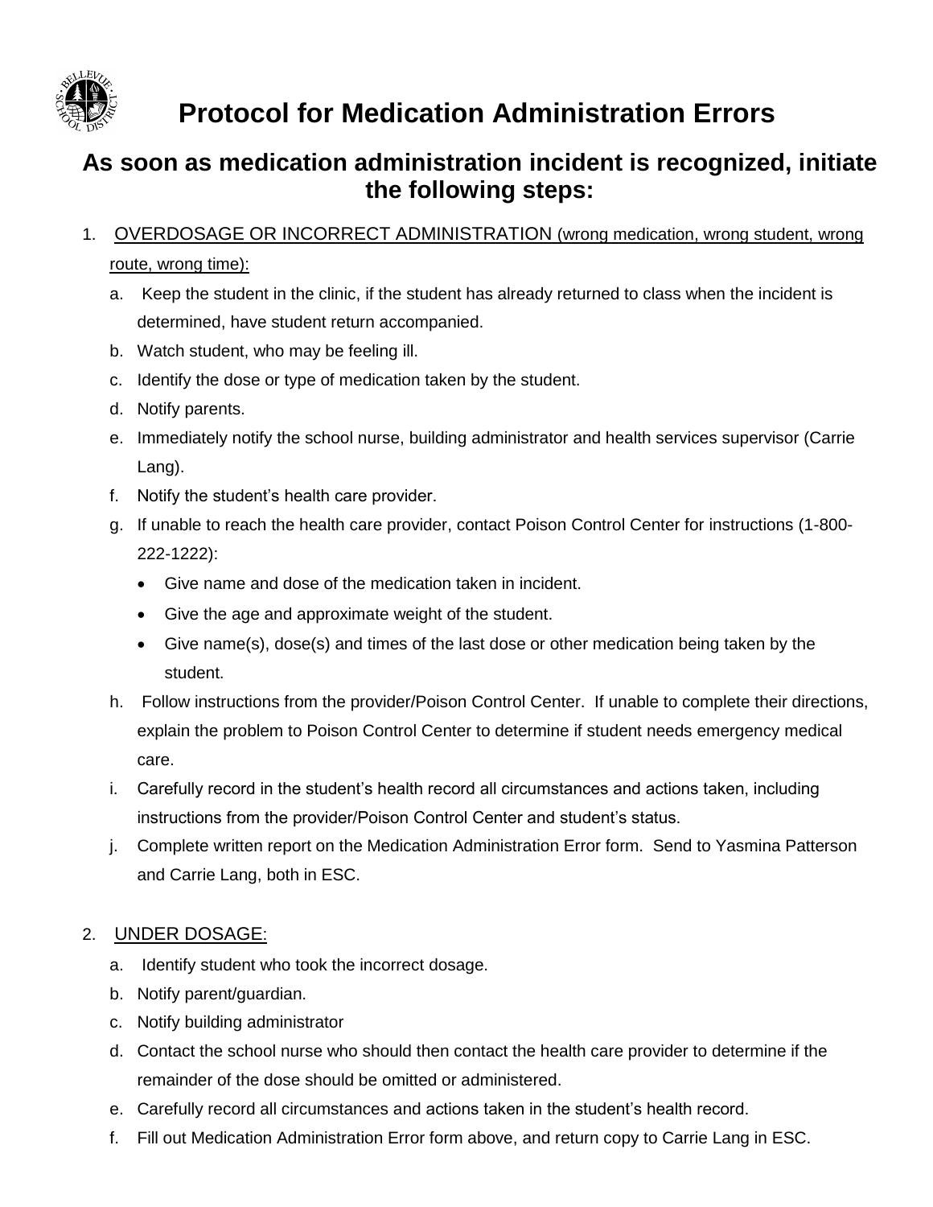# Protocol for Medication Administration Errors

## As soon as medication administration incident is recognized, initiate the following steps:

1. OVERDOSAGE OR INCORRECT ADMINISTRATION (wrong medication, wrong student, wrong route, wrong time):
   a. Keep the student in the clinic, if the student has already returned to class when the incident is determined, have student return accompanied.
   b. Watch student, who may be feeling ill.
   c. Identify the dose or type of medication taken by the student.
   d. Notify parents.
   e. Immediately notify the school nurse, building administrator and health services supervisor (Carrie Lang).
   f. Notify the student's health care provider.
   g. If unable to reach the health care provider, contact Poison Control Center for instructions (1-800-222-1222):
      - Give name and dose of the medication taken in incident.
      - Give the age and approximate weight of the student.
      - Give name(s), dose(s) and times of the last dose or other medication being taken by the student.
   h. Follow instructions from the provider/Poison Control Center. If unable to complete their directions, explain the problem to Poison Control Center to determine if student needs emergency medical care.
   i. Carefully record in the student's health record all circumstances and actions taken, including instructions from the provider/Poison Control Center and student's status.
   j. Complete written report on the Medication Administration Error form. Send to Yasmina Patterson and Carrie Lang, both in ESC.

2. UNDER DOSAGE:
   a. Identify student who took the incorrect dosage.
   b. Notify parent/guardian.
   c. Notify building administrator
   d. Contact the school nurse who should then contact the health care provider to determine if the remainder of the dose should be omitted or administered.
   e. Carefully record all circumstances and actions taken in the student's health record.
   f. Fill out Medication Administration Error form above, and return copy to Carrie Lang in ESC.